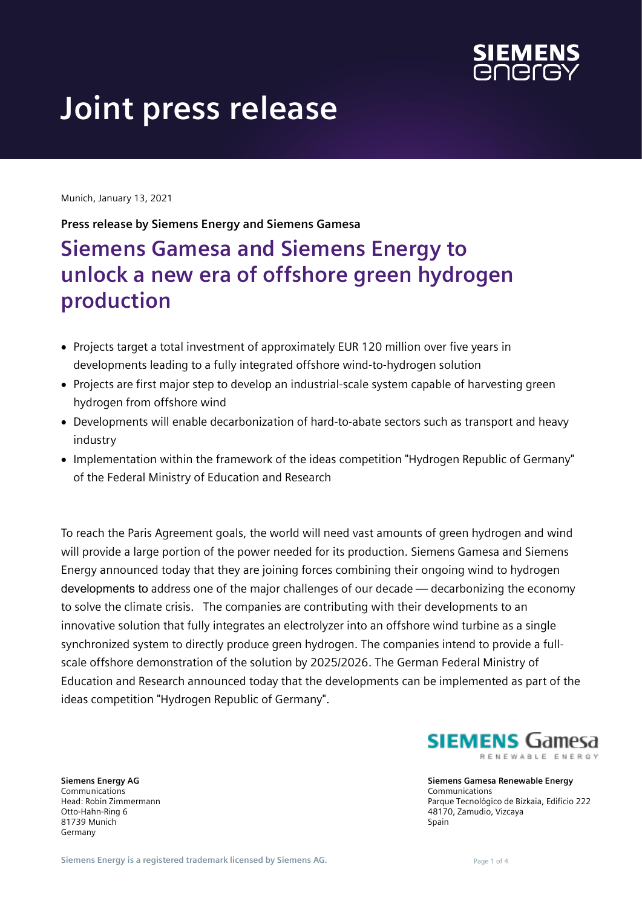# Joint press release

Munich, January 13, 2021

**Press release by Siemens Energy and Siemens Gamesa**

## Siemens Gamesa and Siemens Energy to unlock a new era of offshore green hydrogen production

- Projects target a total investment of approximately EUR 120 million over five years in developments leading to a fully integrated offshore wind-to-hydrogen solution
- Projects are first major step to develop an industrial-scale system capable of harvesting green hydrogen from offshore wind
- Developments will enable decarbonization of hard-to-abate sectors such as transport and heavy industry
- Implementation within the framework of the ideas competition "Hydrogen Republic of Germany" of the Federal Ministry of Education and Research

To reach the Paris Agreement goals, the world will need vast amounts of green hydrogen and wind will provide a large portion of the power needed for its production. Siemens Gamesa and Siemens Energy announced today that they are joining forces combining their ongoing wind to hydrogen developments to address one of the major challenges of our decade — decarbonizing the economy to solve the climate crisis. The companies are contributing with their developments to an innovative solution that fully integrates an electrolyzer into an offshore wind turbine as a single synchronized system to directly produce green hydrogen. The companies intend to provide a full-scale offshore demonstration of the solution by 2025/2026. The German Federal Ministry of Education and Research announced today that the developments can be implemented as part of the ideas competition "Hydrogen Republic of Germany".

**Siemens Energy AG**
Communications
Head: Robin Zimmermann
Otto-Hahn-Ring 6
81739 Munich
Germany

**Siemens Gamesa Renewable Energy**
Communications
Parque Tecnológico de Bizkaia, Edificio 222
48170, Zamudio, Vizcaya
Spain

Siemens Energy is a registered trademark licensed by Siemens AG.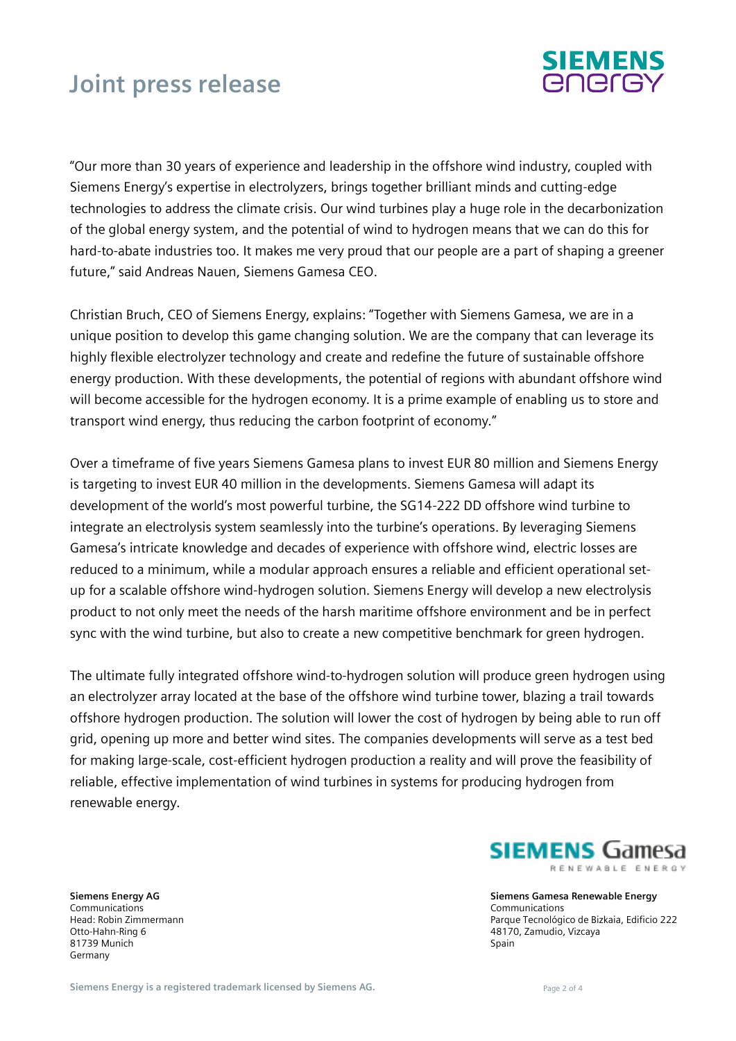"Our more than 30 years of experience and leadership in the offshore wind industry, coupled with Siemens Energy's expertise in electrolyzers, brings together brilliant minds and cutting-edge technologies to address the climate crisis. Our wind turbines play a huge role in the decarbonization of the global energy system, and the potential of wind to hydrogen means that we can do this for hard-to-abate industries too. It makes me very proud that our people are a part of shaping a greener future," said Andreas Nauen, Siemens Gamesa CEO.

Christian Bruch, CEO of Siemens Energy, explains: "Together with Siemens Gamesa, we are in a unique position to develop this game changing solution. We are the company that can leverage its highly flexible electrolyzer technology and create and redefine the future of sustainable offshore energy production. With these developments, the potential of regions with abundant offshore wind will become accessible for the hydrogen economy. It is a prime example of enabling us to store and transport wind energy, thus reducing the carbon footprint of economy."

Over a timeframe of five years Siemens Gamesa plans to invest EUR 80 million and Siemens Energy is targeting to invest EUR 40 million in the developments. Siemens Gamesa will adapt its development of the world's most powerful turbine, the SG14-222 DD offshore wind turbine to integrate an electrolysis system seamlessly into the turbine's operations. By leveraging Siemens Gamesa's intricate knowledge and decades of experience with offshore wind, electric losses are reduced to a minimum, while a modular approach ensures a reliable and efficient operational set-up for a scalable offshore wind-hydrogen solution. Siemens Energy will develop a new electrolysis product to not only meet the needs of the harsh maritime offshore environment and be in perfect sync with the wind turbine, but also to create a new competitive benchmark for green hydrogen.

The ultimate fully integrated offshore wind-to-hydrogen solution will produce green hydrogen using an electrolyzer array located at the base of the offshore wind turbine tower, blazing a trail towards offshore hydrogen production. The solution will lower the cost of hydrogen by being able to run off grid, opening up more and better wind sites. The companies developments will serve as a test bed for making large-scale, cost-efficient hydrogen production a reality and will prove the feasibility of reliable, effective implementation of wind turbines in systems for producing hydrogen from renewable energy.

**Siemens Energy AG**
Communications
Head: Robin Zimmermann
Otto-Hahn-Ring 6
81739 Munich
Germany

**Siemens Gamesa Renewable Energy**
Communications
Parque Tecnológico de Bizkaia, Edificio 222
48170, Zamudio, Vizcaya
Spain

Siemens Energy is a registered trademark licensed by Siemens AG.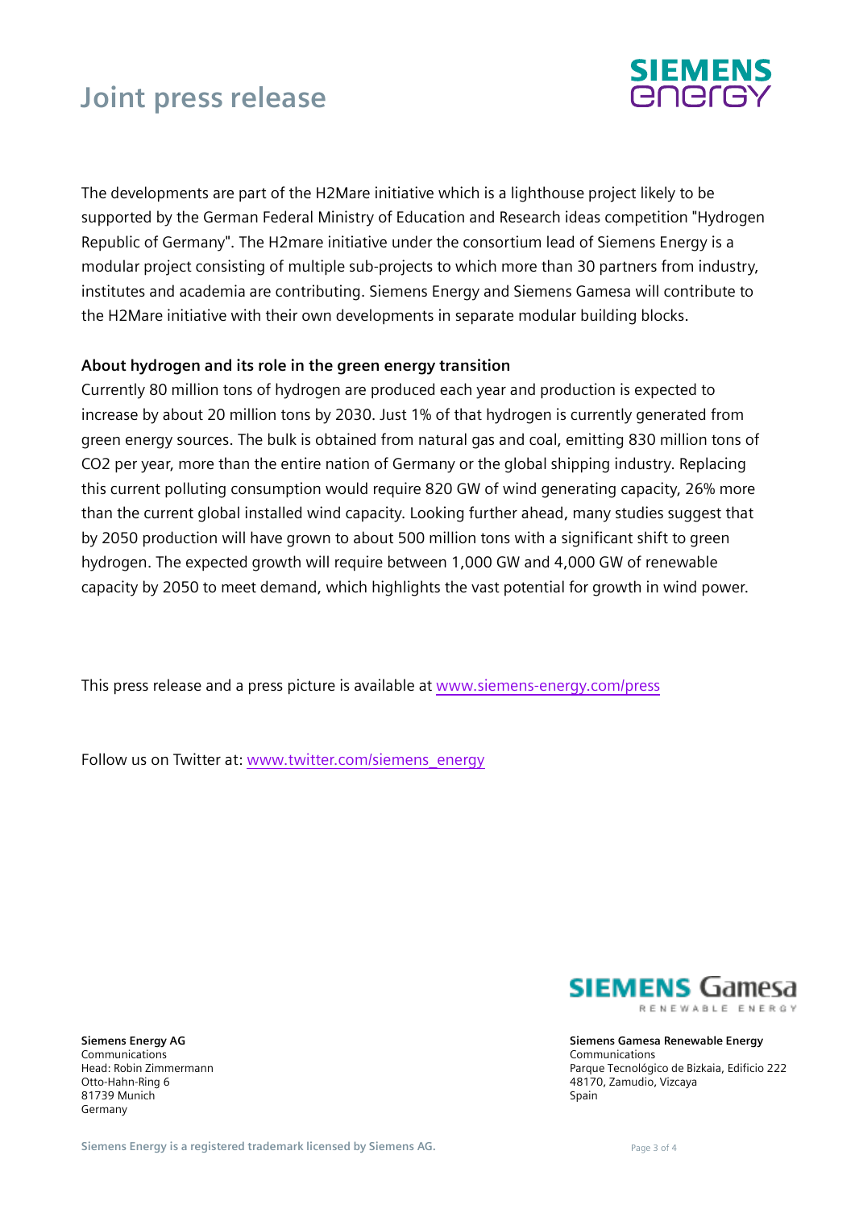The developments are part of the H2Mare initiative which is a lighthouse project likely to be supported by the German Federal Ministry of Education and Research ideas competition "Hydrogen Republic of Germany". The H2mare initiative under the consortium lead of Siemens Energy is a modular project consisting of multiple sub-projects to which more than 30 partners from industry, institutes and academia are contributing. Siemens Energy and Siemens Gamesa will contribute to the H2Mare initiative with their own developments in separate modular building blocks.

**About hydrogen and its role in the green energy transition**

Currently 80 million tons of hydrogen are produced each year and production is expected to increase by about 20 million tons by 2030. Just 1% of that hydrogen is currently generated from green energy sources. The bulk is obtained from natural gas and coal, emitting 830 million tons of $CO_2$ per year, more than the entire nation of Germany or the global shipping industry. Replacing this current polluting consumption would require 820 GW of wind generating capacity, 26% more than the current global installed wind capacity. Looking further ahead, many studies suggest that by 2050 production will have grown to about 500 million tons with a significant shift to green hydrogen. The expected growth will require between 1,000 GW and 4,000 GW of renewable capacity by 2050 to meet demand, which highlights the vast potential for growth in wind power.

This press release and a press picture is available at [www.siemens-energy.com/press](www.siemens-energy.com/press)

Follow us on Twitter at: [www.twitter.com/siemens_energy](www.twitter.com/siemens_energy)

**Siemens Energy AG**
Communications
Head: Robin Zimmermann
Otto-Hahn-Ring 6
81739 Munich
Germany

**Siemens Gamesa Renewable Energy**
Communications
Parque Tecnológico de Bizkaia, Edificio 222
48170, Zamudio, Vizcaya
Spain

**Siemens Energy is a registered trademark licensed by Siemens AG.**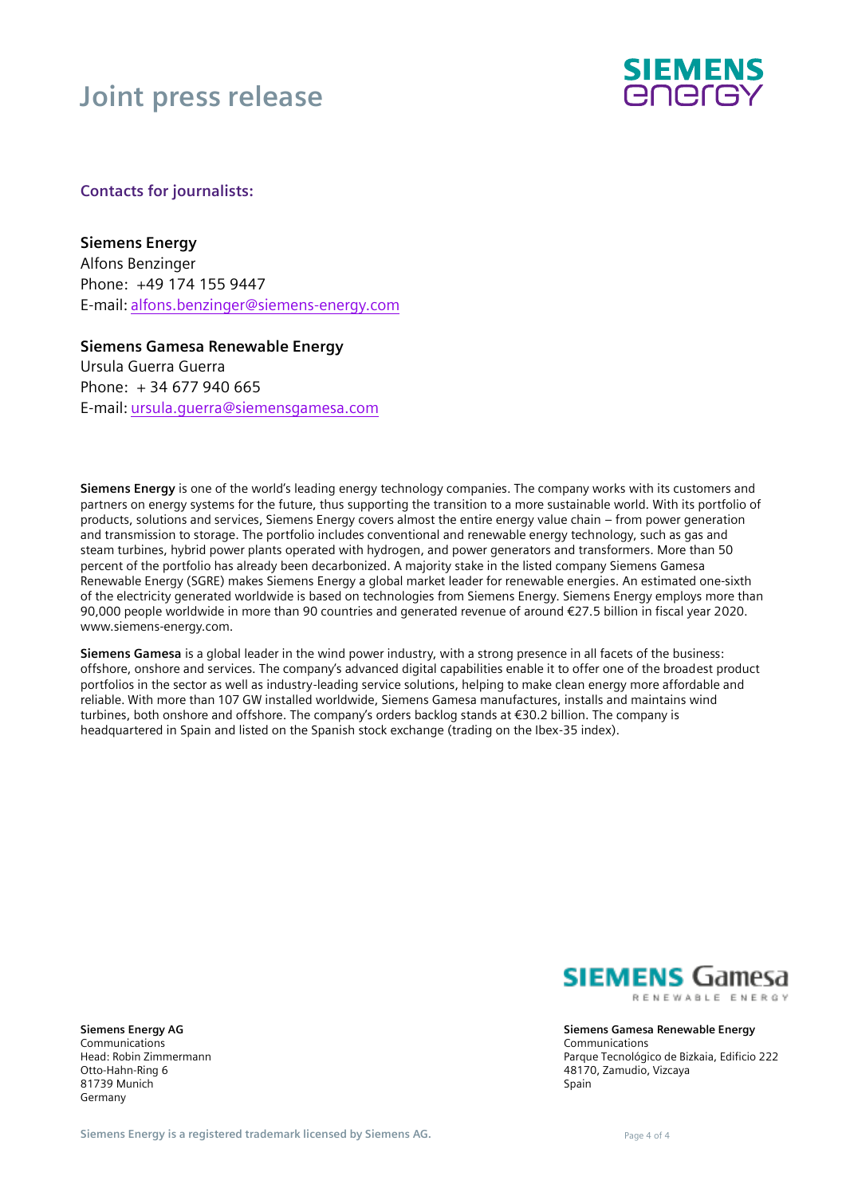# Joint press release

## Contacts for journalists:

**Siemens Energy**
Alfons Benzinger
Phone: +49 174 155 9447
E-mail: alfons.benzinger@siemens-energy.com

**Siemens Gamesa Renewable Energy**
Ursula Guerra Guerra
Phone: + 34 677 940 665
E-mail: ursula.guerra@siemensgamesa.com

**Siemens Energy** is one of the world's leading energy technology companies. The company works with its customers and partners on energy systems for the future, thus supporting the transition to a more sustainable world. With its portfolio of products, solutions and services, Siemens Energy covers almost the entire energy value chain – from power generation and transmission to storage. The portfolio includes conventional and renewable energy technology, such as gas and steam turbines, hybrid power plants operated with hydrogen, and power generators and transformers. More than 50 percent of the portfolio has already been decarbonized. A majority stake in the listed company Siemens Gamesa Renewable Energy (SGRE) makes Siemens Energy a global market leader for renewable energies. An estimated one-sixth of the electricity generated worldwide is based on technologies from Siemens Energy. Siemens Energy employs more than 90,000 people worldwide in more than 90 countries and generated revenue of around €27.5 billion in fiscal year 2020. www.siemens-energy.com.

**Siemens Gamesa** is a global leader in the wind power industry, with a strong presence in all facets of the business: offshore, onshore and services. The company's advanced digital capabilities enable it to offer one of the broadest product portfolios in the sector as well as industry-leading service solutions, helping to make clean energy more affordable and reliable. With more than 107 GW installed worldwide, Siemens Gamesa manufactures, installs and maintains wind turbines, both onshore and offshore. The company's orders backlog stands at €30.2 billion. The company is headquartered in Spain and listed on the Spanish stock exchange (trading on the Ibex-35 index).

**Siemens Energy AG**
Communications
Head: Robin Zimmermann
Otto-Hahn-Ring 6
81739 Munich
Germany

**Siemens Gamesa Renewable Energy**
Communications
Parque Tecnológico de Bizkaia, Edificio 222
48170, Zamudio, Vizcaya
Spain

Siemens Energy is a registered trademark licensed by Siemens AG.